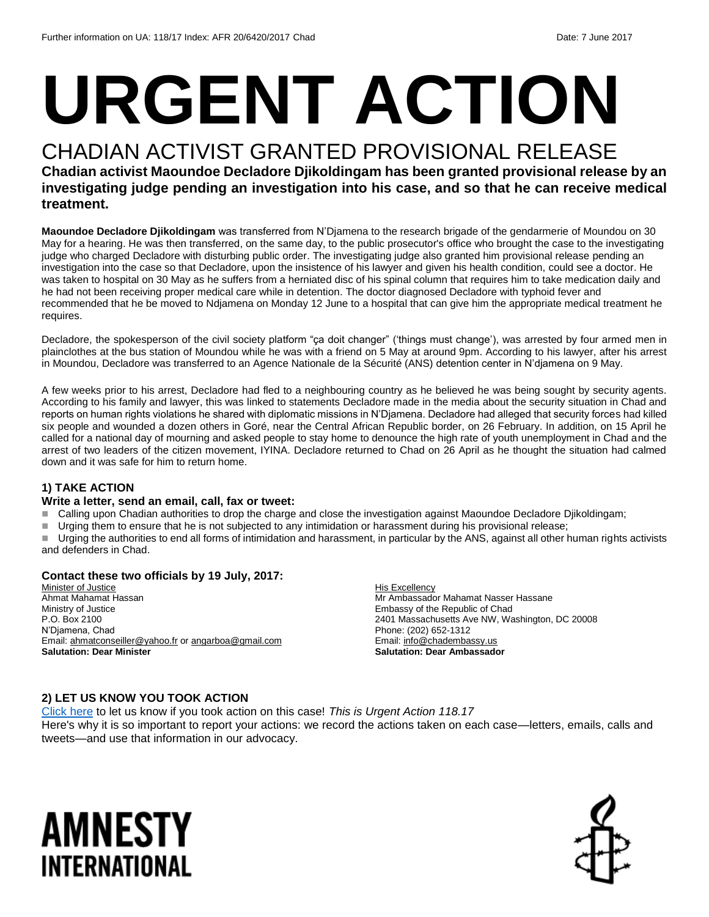Further information on UA: 118/17 Index: AFR 20/6420/2017 Chad Date: 7 June 2017

# URGENT ACTION

## CHADIAN ACTIVIST GRANTED PROVISIONAL RELEASE

**Chadian activist Maoundoe Decladore Djikoldingam has been granted provisional release by an investigating judge pending an investigation into his case, and so that he can receive medical treatment.**

**Maoundoe Decladore Djikoldingam** was transferred from N'Djamena to the research brigade of the gendarmerie of Moundou on 30 May for a hearing. He was then transferred, on the same day, to the public prosecutor's office who brought the case to the investigating judge who charged Decladore with disturbing public order. The investigating judge also granted him provisional release pending an investigation into the case so that Decladore, upon the insistence of his lawyer and given his health condition, could see a doctor. He was taken to hospital on 30 May as he suffers from a herniated disc of his spinal column that requires him to take medication daily and he had not been receiving proper medical care while in detention. The doctor diagnosed Decladore with typhoid fever and recommended that he be moved to Ndjamena on Monday 12 June to a hospital that can give him the appropriate medical treatment he requires.

Decladore, the spokesperson of the civil society platform "ça doit changer" ('things must change'), was arrested by four armed men in plainclothes at the bus station of Moundou while he was with a friend on 5 May at around 9pm. According to his lawyer, after his arrest in Moundou, Decladore was transferred to an Agence Nationale de la Sécurité (ANS) detention center in N'djamena on 9 May.

A few weeks prior to his arrest, Decladore had fled to a neighbouring country as he believed he was being sought by security agents. According to his family and lawyer, this was linked to statements Decladore made in the media about the security situation in Chad and reports on human rights violations he shared with diplomatic missions in N'Djamena. Decladore had alleged that security forces had killed six people and wounded a dozen others in Goré, near the Central African Republic border, on 26 February. In addition, on 15 April he called for a national day of mourning and asked people to stay home to denounce the high rate of youth unemployment in Chad and the arrest of two leaders of the citizen movement, IYINA. Decladore returned to Chad on 26 April as he thought the situation had calmed down and it was safe for him to return home.

### 1) TAKE ACTION

**Write a letter, send an email, call, fax or tweet:**

- Calling upon Chadian authorities to drop the charge and close the investigation against Maoundoe Decladore Djikoldingam;
- Urging them to ensure that he is not subjected to any intimidation or harassment during his provisional release;
- Urging the authorities to end all forms of intimidation and harassment, in particular by the ANS, against all other human rights activists and defenders in Chad.

**Contact these two officials by 19 July, 2017:**

Minister of Justice
Ahmat Mahamat Hassan
Ministry of Justice
P.O. Box 2100
N'Djamena, Chad
Email: ahmatconseiller@yahoo.fr or angarboa@gmail.com
**Salutation: Dear Minister**

His Excellency
Mr Ambassador Mahamat Nasser Hassane
Embassy of the Republic of Chad
2401 Massachusetts Ave NW, Washington, DC 20008
Phone: (202) 652-1312
Email: info@chadembassy.us
**Salutation: Dear Ambassador**

### 2) LET US KNOW YOU TOOK ACTION

Click here to let us know if you took action on this case! *This is Urgent Action 118.17*
Here's why it is so important to report your actions: we record the actions taken on each case—letters, emails, calls and tweets—and use that information in our advocacy.

AMNESTY INTERNATIONAL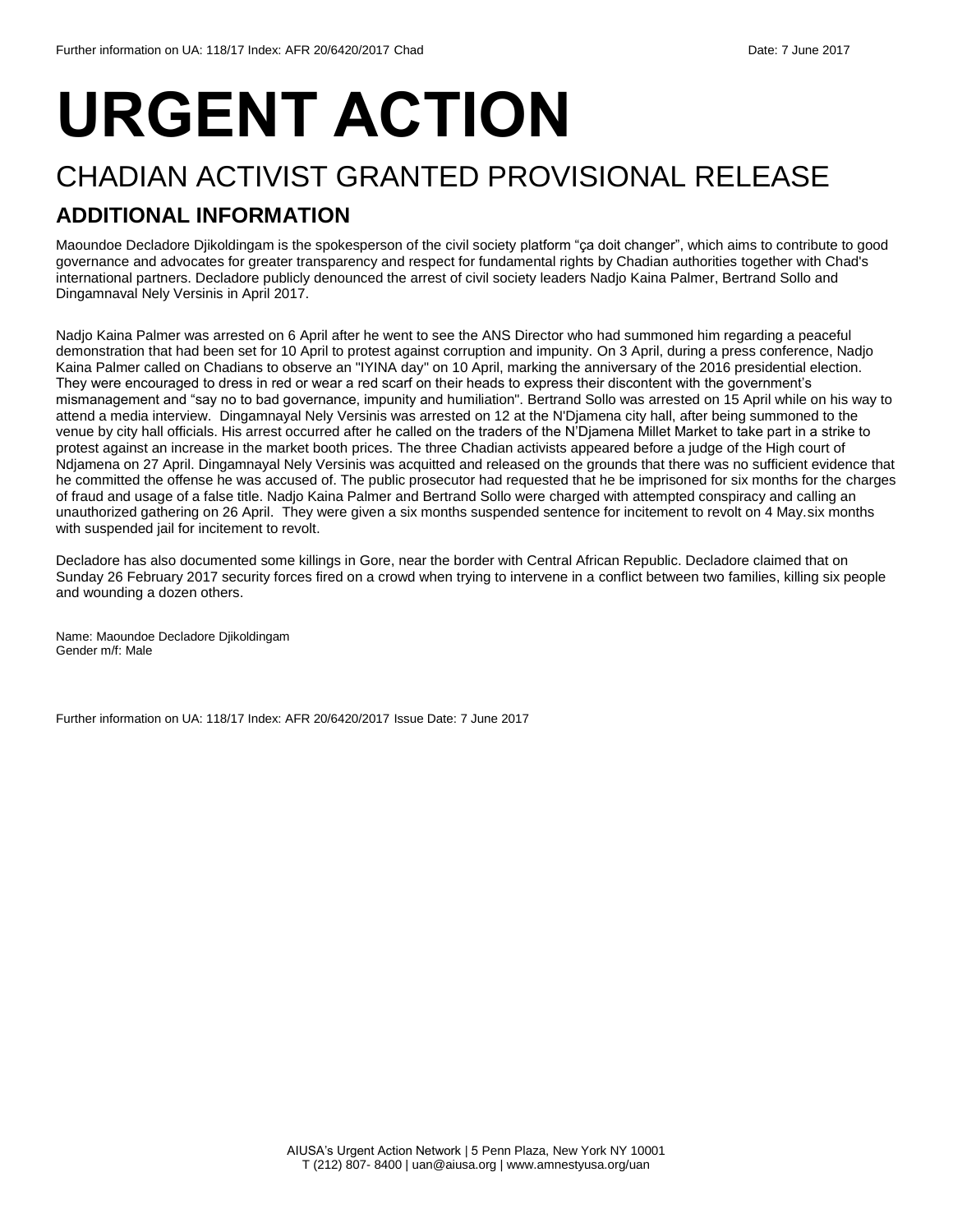# URGENT ACTION

## CHADIAN ACTIVIST GRANTED PROVISIONAL RELEASE

### ADDITIONAL INFORMATION

Maoundoe Decladore Djikoldingam is the spokesperson of the civil society platform "ça doit changer", which aims to contribute to good governance and advocates for greater transparency and respect for fundamental rights by Chadian authorities together with Chad's international partners. Decladore publicly denounced the arrest of civil society leaders Nadjo Kaina Palmer, Bertrand Sollo and Dingamnaval Nely Versinis in April 2017.

Nadjo Kaina Palmer was arrested on 6 April after he went to see the ANS Director who had summoned him regarding a peaceful demonstration that had been set for 10 April to protest against corruption and impunity. On 3 April, during a press conference, Nadjo Kaina Palmer called on Chadians to observe an "IYINA day" on 10 April, marking the anniversary of the 2016 presidential election. They were encouraged to dress in red or wear a red scarf on their heads to express their discontent with the government's mismanagement and "say no to bad governance, impunity and humiliation". Bertrand Sollo was arrested on 15 April while on his way to attend a media interview. Dingamnayal Nely Versinis was arrested on 12 at the N'Djamena city hall, after being summoned to the venue by city hall officials. His arrest occurred after he called on the traders of the N'Djamena Millet Market to take part in a strike to protest against an increase in the market booth prices. The three Chadian activists appeared before a judge of the High court of Ndjamena on 27 April. Dingamnayal Nely Versinis was acquitted and released on the grounds that there was no sufficient evidence that he committed the offense he was accused of. The public prosecutor had requested that he be imprisoned for six months for the charges of fraud and usage of a false title. Nadjo Kaina Palmer and Bertrand Sollo were charged with attempted conspiracy and calling an unauthorized gathering on 26 April. They were given a six months suspended sentence for incitement to revolt on 4 May.six months with suspended jail for incitement to revolt.

Decladore has also documented some killings in Gore, near the border with Central African Republic. Decladore claimed that on Sunday 26 February 2017 security forces fired on a crowd when trying to intervene in a conflict between two families, killing six people and wounding a dozen others.

Name: Maoundoe Decladore Djikoldingam
Gender m/f: Male

Further information on UA: 118/17 Index: AFR 20/6420/2017 Issue Date: 7 June 2017